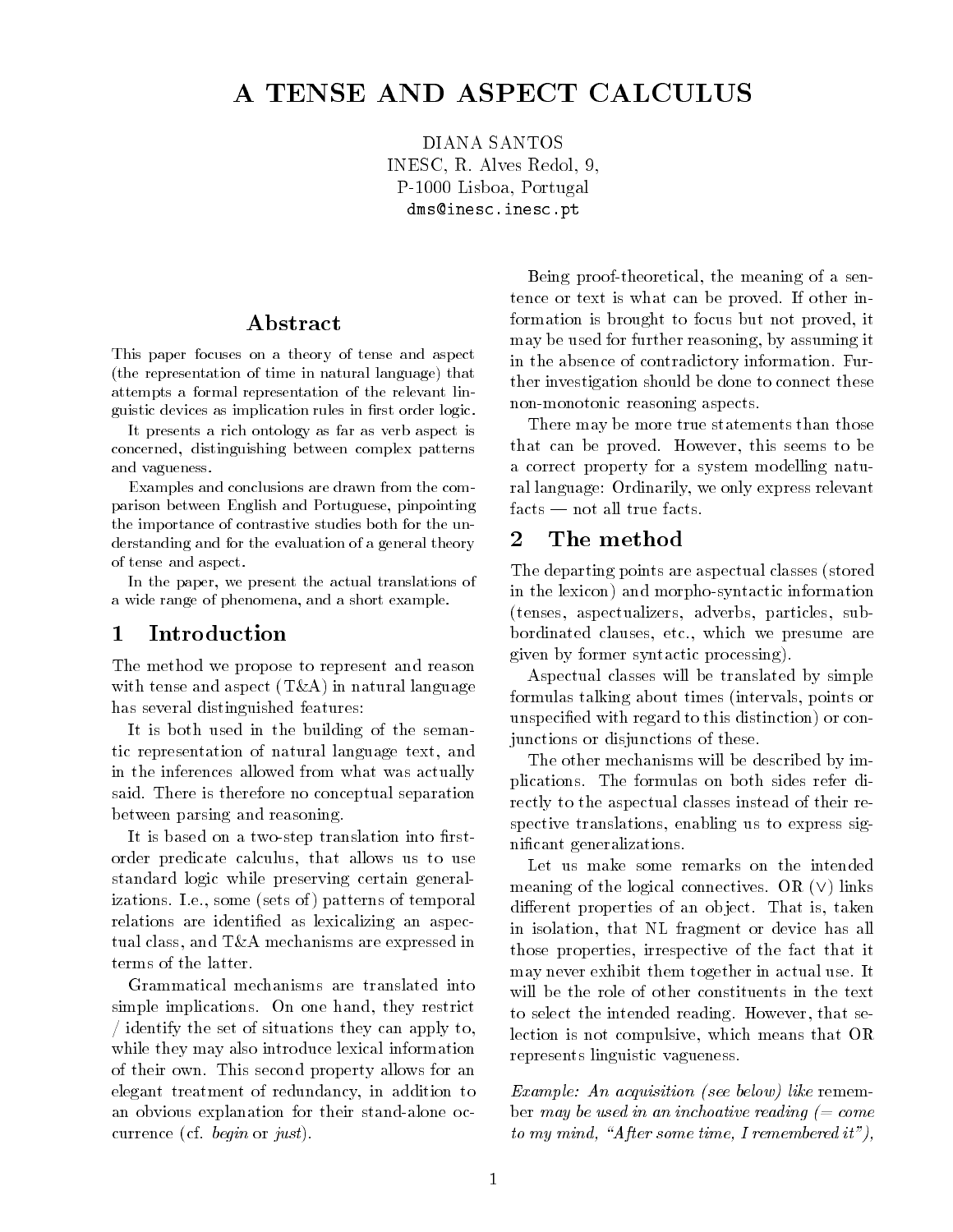# A TENSE AND ASPECT CALCULUS

DIANA SANTOS
INESC, R. Alves Redol, 9,
P-1000 Lisboa, Portugal
dms@inesc.inesc.pt

## Abstract

This paper focuses on a theory of tense and aspect (the representation of time in natural language) that attempts a formal representation of the relevant linguistic devices as implication rules in first order logic.

It presents a rich ontology as far as verb aspect is concerned, distinguishing between complex patterns and vagueness.

Examples and conclusions are drawn from the comparison between English and Portuguese, pinpointing the importance of contrastive studies both for the understanding and for the evaluation of a general theory of tense and aspect.

In the paper, we present the actual translations of a wide range of phenomena, and a short example.

## 1 Introduction

The method we propose to represent and reason with tense and aspect (T&A) in natural language has several distinguished features:

It is both used in the building of the semantic representation of natural language text, and in the inferences allowed from what was actually said. There is therefore no conceptual separation between parsing and reasoning.

It is based on a two-step translation into first-order predicate calculus, that allows us to use standard logic while preserving certain generalizations. I.e., some (sets of) patterns of temporal relations are identified as lexicalizing an aspectual class, and T&A mechanisms are expressed in terms of the latter.

Grammatical mechanisms are translated into simple implications. On one hand, they restrict / identify the set of situations they can apply to, while they may also introduce lexical information of their own. This second property allows for an elegant treatment of redundancy, in addition to an obvious explanation for their stand-alone occurrence (cf. *begin* or *just*).

Being proof-theoretical, the meaning of a sentence or text is what can be proved. If other information is brought to focus but not proved, it may be used for further reasoning, by assuming it in the absence of contradictory information. Further investigation should be done to connect these non-monotonic reasoning aspects.

There may be more true statements than those that can be proved. However, this seems to be a correct property for a system modelling natural language: Ordinarily, we only express relevant facts — not all true facts.

## 2 The method

The departing points are aspectual classes (stored in the lexicon) and morpho-syntactic information (tenses, aspectualizers, adverbs, particles, subordinated clauses, etc., which we presume are given by former syntactic processing).

Aspectual classes will be translated by simple formulas talking about times (intervals, points or unspecified with regard to this distinction) or conjunctions or disjunctions of these.

The other mechanisms will be described by implications. The formulas on both sides refer directly to the aspectual classes instead of their respective translations, enabling us to express significant generalizations.

Let us make some remarks on the intended meaning of the logical connectives. OR ($\vee$) links different properties of an object. That is, taken in isolation, that NL fragment or device has all those properties, irrespective of the fact that it may never exhibit them together in actual use. It will be the role of other constituents in the text to select the intended reading. However, that selection is not compulsive, which means that OR represents linguistic vagueness.

*Example: An acquisition (see below) like* remember *may be used in an inchoative reading (= come to my mind, "After some time, I remembered it"),*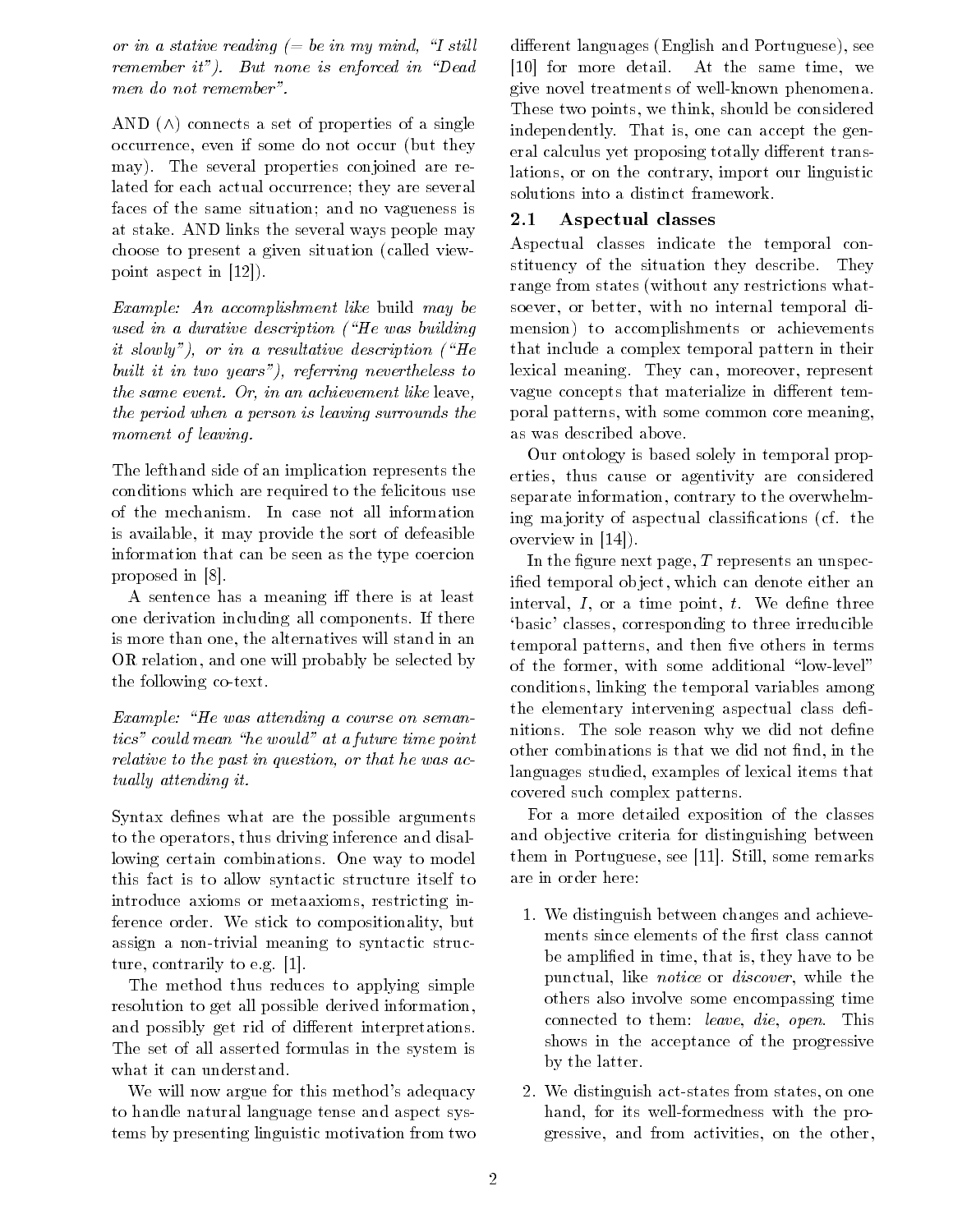*or in a stative reading (= be in my mind, "I still remember it"). But none is enforced in "Dead men do not remember".*

AND ($\wedge$) connects a set of properties of a single occurrence, even if some do not occur (but they may). The several properties conjoined are related for each actual occurrence; they are several faces of the same situation; and no vagueness is at stake. AND links the several ways people may choose to present a given situation (called viewpoint aspect in [12]).

*Example: An accomplishment like* build *may be used in a durative description ("He was building it slowly"), or in a resultative description ("He built it in two years"), referring nevertheless to the same event. Or, in an achievement like* leave*, the period when a person is leaving surrounds the moment of leaving.*

The lefthand side of an implication represents the conditions which are required to the felicitous use of the mechanism. In case not all information is available, it may provide the sort of defeasible information that can be seen as the type coercion proposed in [8].

A sentence has a meaning iff there is at least one derivation including all components. If there is more than one, the alternatives will stand in an OR relation, and one will probably be selected by the following co-text.

*Example: "He was attending a course on semantics" could mean "he would" at a future time point relative to the past in question, or that he was actually attending it.*

Syntax defines what are the possible arguments to the operators, thus driving inference and disallowing certain combinations. One way to model this fact is to allow syntactic structure itself to introduce axioms or metaaxioms, restricting inference order. We stick to compositionality, but assign a non-trivial meaning to syntactic structure, contrarily to e.g. [1].

The method thus reduces to applying simple resolution to get all possible derived information, and possibly get rid of different interpretations. The set of all asserted formulas in the system is what it can understand.

We will now argue for this method's adequacy to handle natural language tense and aspect systems by presenting linguistic motivation from two different languages (English and Portuguese), see [10] for more detail. At the same time, we give novel treatments of well-known phenomena. These two points, we think, should be considered independently. That is, one can accept the general calculus yet proposing totally different translations, or on the contrary, import our linguistic solutions into a distinct framework.

## 2.1 Aspectual classes

Aspectual classes indicate the temporal constituency of the situation they describe. They range from states (without any restrictions whatsoever, or better, with no internal temporal dimension) to accomplishments or achievements that include a complex temporal pattern in their lexical meaning. They can, moreover, represent vague concepts that materialize in different temporal patterns, with some common core meaning, as was described above.

Our ontology is based solely in temporal properties, thus cause or agentivity are considered separate information, contrary to the overwhelming majority of aspectual classifications (cf. the overview in [14]).

In the figure next page, $T$ represents an unspecified temporal object, which can denote either an interval, $I$, or a time point, $t$. We define three 'basic' classes, corresponding to three irreducible temporal patterns, and then five others in terms of the former, with some additional "low-level" conditions, linking the temporal variables among the elementary intervening aspectual class definitions. The sole reason why we did not define other combinations is that we did not find, in the languages studied, examples of lexical items that covered such complex patterns.

For a more detailed exposition of the classes and objective criteria for distinguishing between them in Portuguese, see [11]. Still, some remarks are in order here:

1. We distinguish between changes and achievements since elements of the first class cannot be amplified in time, that is, they have to be punctual, like *notice* or *discover*, while the others also involve some encompassing time connected to them: *leave*, *die*, *open*. This shows in the acceptance of the progressive by the latter.
2. We distinguish act-states from states, on one hand, for its well-formedness with the progressive, and from activities, on the other,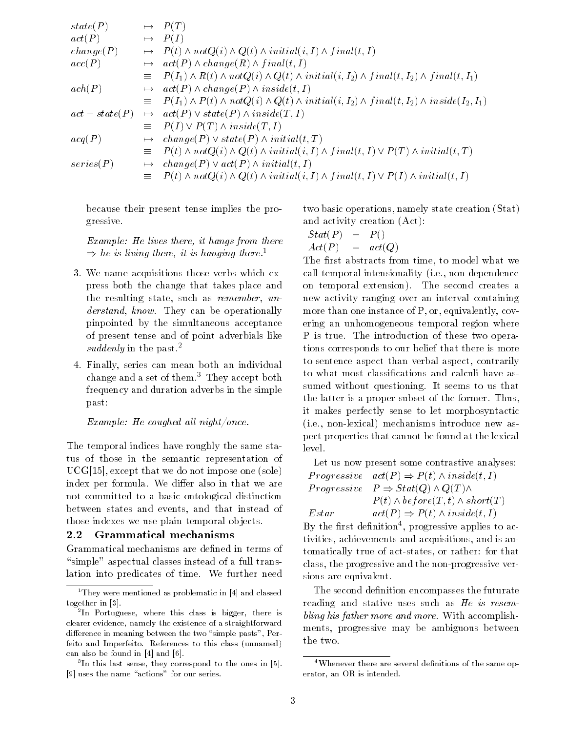$$
\begin{array}{lll}
state(P) & \mapsto & P(T) \\
act(P) & \mapsto & P(I) \\
change(P) & \mapsto & P(t) \wedge notQ(i) \wedge Q(t) \wedge initial(i,I) \wedge final(t,I) \\
acc(P) & \mapsto & act(P) \wedge change(R) \wedge final(t,I) \\
 & \equiv & P(I_1) \wedge R(t) \wedge notQ(i) \wedge Q(t) \wedge initial(i,I_2) \wedge final(t,I_2) \wedge final(t,I_1) \\
ach(P) & \mapsto & act(P) \wedge change(P) \wedge inside(t,I) \\
 & \equiv & P(I_1) \wedge P(t) \wedge notQ(i) \wedge Q(t) \wedge initial(i,I_2) \wedge final(t,I_2) \wedge inside(I_2,I_1) \\
act-state(P) & \mapsto & act(P) \vee state(P) \wedge inside(T,I) \\
 & \equiv & P(I) \vee P(T) \wedge inside(T,I) \\
acq(P) & \mapsto & change(P) \vee state(P) \wedge initial(t,T) \\
 & \equiv & P(t) \wedge notQ(i) \wedge Q(t) \wedge initial(i,I) \wedge final(t,I) \vee P(T) \wedge initial(t,T) \\
series(P) & \mapsto & change(P) \vee act(P) \wedge initial(t,I) \\
 & \equiv & P(t) \wedge notQ(i) \wedge Q(t) \wedge initial(i,I) \wedge final(t,I) \vee P(I) \wedge initial(t,I)
\end{array}
$$

because their present tense implies the progressive.

*Example: He lives there, it hangs from there ⇒ he is living there, it is hanging there.*[1]

3. We name acquisitions those verbs which express both the change that takes place and the resulting state, such as *remember*, *understand*, *know*. They can be operationally pinpointed by the simultaneous acceptance of present tense and of point adverbials like *suddenly* in the past.[2]

4. Finally, series can mean both an individual change and a set of them.[3] They accept both frequency and duration adverbs in the simple past:

   *Example: He coughed all night/once.*

The temporal indices have roughly the same status of those in the semantic representation of UCG[15], except that we do not impose one (sole) index per formula. We differ also in that we are not committed to a basic ontological distinction between states and events, and that instead of those indexes we use plain temporal objects.

## 2.2 Grammatical mechanisms

Grammatical mechanisms are defined in terms of "simple" aspectual classes instead of a full translation into predicates of time. We further need two basic operations, namely state creation (Stat) and activity creation (Act):

$$
\begin{array}{lll}
Stat(P) & = & P() \\
Act(P) & = & act(Q)
\end{array}
$$

The first abstracts from time, to model what we call temporal intensionality (i.e., non-dependence on temporal extension). The second creates a new activity ranging over an interval containing more than one instance of P, or, equivalently, covering an unhomogeneous temporal region where P is true. The introduction of these two operations corresponds to our belief that there is more to sentence aspect than verbal aspect, contrarily to what most classifications and calculi have assumed without questioning. It seems to us that the latter is a proper subset of the former. Thus, it makes perfectly sense to let morphosyntactic (i.e., non-lexical) mechanisms introduce new aspect properties that cannot be found at the lexical level.

Let us now present some contrastive analyses:

$$
\begin{array}{ll}
Progressive & act(P) \Rightarrow P(t) \wedge inside(t,I) \\
Progressive & P \Rightarrow Stat(Q) \wedge Q(T) \wedge \\
 & P(t) \wedge before(T,t) \wedge short(T) \\
Estar & act(P) \Rightarrow P(t) \wedge inside(t,I)
\end{array}
$$

By the first definition[4], progressive applies to activities, achievements and acquisitions, and is automatically true of act-states, or rather: for that class, the progressive and the non-progressive versions are equivalent.

The second definition encompasses the futurate reading and stative uses such as *He is resembling his father more and more.* With accomplishments, progressive may be ambiguous between the two.

---

[1] They were mentioned as problematic in [4] and classed together in [3].

[2] In Portuguese, where this class is bigger, there is clearer evidence, namely the existence of a straightforward difference in meaning between the two "simple pasts", Perfeito and Imperfeito. References to this class (unnamed) can also be found in [4] and [6].

[3] In this last sense, they correspond to the ones in [5]. [9] uses the name "actions" for our series.

[4] Whenever there are several definitions of the same operator, an OR is intended.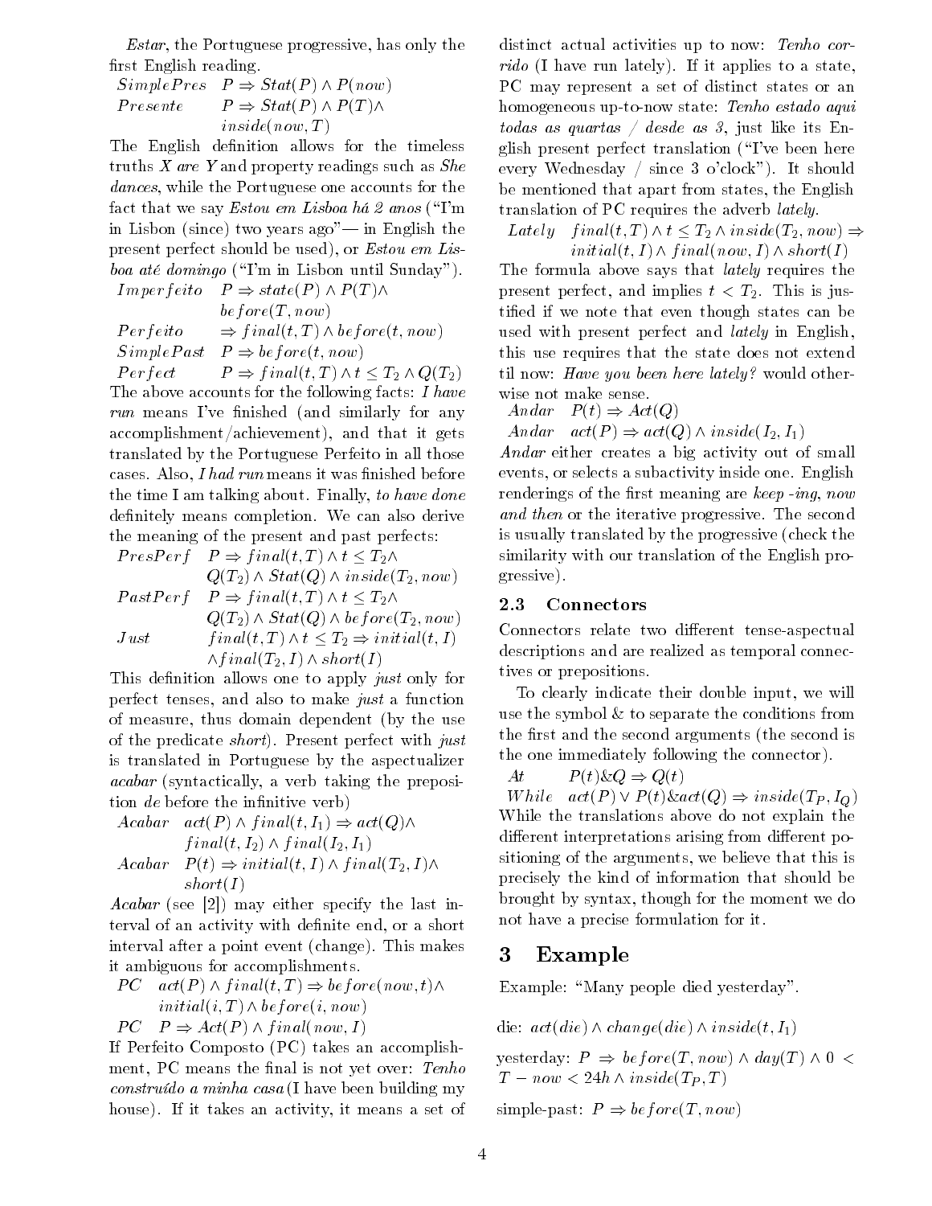*Estar*, the Portuguese progressive, has only the first English reading.

$SimplePres \quad P \Rightarrow Stat(P) \wedge P(now)$

$Presente \quad P \Rightarrow Stat(P) \wedge P(T) \wedge inside(now, T)$

The English definition allows for the timeless truths *X are Y* and property readings such as *She dances*, while the Portuguese one accounts for the fact that we say *Estou em Lisboa há 2 anos* ("I'm in Lisbon (since) two years ago"— in English the present perfect should be used), or *Estou em Lisboa até domingo* ("I'm in Lisbon until Sunday").

$Imperfeito \quad P \Rightarrow state(P) \wedge P(T) \wedge before(T, now)$

$Perfeito \quad \Rightarrow final(t, T) \wedge before(t, now)$

$SimplePast \quad P \Rightarrow before(t, now)$

$Perfect \quad P \Rightarrow final(t, T) \wedge t \leq T_2 \wedge Q(T_2)$

The above accounts for the following facts: *I have run* means I've finished (and similarly for any accomplishment/achievement), and that it gets translated by the Portuguese Perfeito in all those cases. Also, *I had run* means it was finished before the time I am talking about. Finally, *to have done* definitely means completion. We can also derive the meaning of the present and past perfects:

$PresPerf \quad P \Rightarrow final(t, T) \wedge t \leq T_2 \wedge Q(T_2) \wedge Stat(Q) \wedge inside(T_2, now)$

$PastPerf \quad P \Rightarrow final(t, T) \wedge t \leq T_2 \wedge Q(T_2) \wedge Stat(Q) \wedge before(T_2, now)$

$Just \quad final(t, T) \wedge t \leq T_2 \Rightarrow initial(t, I) \wedge final(T_2, I) \wedge short(I)$

This definition allows one to apply *just* only for perfect tenses, and also to make *just* a function of measure, thus domain dependent (by the use of the predicate *short*). Present perfect with *just* is translated in Portuguese by the aspectualizer *acabar* (syntactically, a verb taking the preposition *de* before the infinitive verb)

$Acabar \quad act(P) \wedge final(t, I_1) \Rightarrow act(Q) \wedge final(t, I_2) \wedge final(I_2, I_1)$

$Acabar \quad P(t) \Rightarrow initial(t, I) \wedge final(T_2, I) \wedge short(I)$

*Acabar* (see [2]) may either specify the last interval of an activity with definite end, or a short interval after a point event (change). This makes it ambiguous for accomplishments.

$PC \quad act(P) \wedge final(t, T) \Rightarrow before(now, t) \wedge initial(i, T) \wedge before(i, now)$

$PC \quad P \Rightarrow Act(P) \wedge final(now, I)$

If Perfeito Composto (PC) takes an accomplishment, PC means the final is not yet over: *Tenho construído a minha casa* (I have been building my house). If it takes an activity, it means a set of distinct actual activities up to now: *Tenho corrido* (I have run lately). If it applies to a state, PC may represent a set of distinct states or an homogeneous up-to-now state: *Tenho estado aqui todas as quartas / desde as 3*, just like its English present perfect translation ("I've been here every Wednesday / since 3 o'clock"). It should be mentioned that apart from states, the English translation of PC requires the adverb *lately*.

$Lately \quad final(t, T) \wedge t \leq T_2 \wedge inside(T_2, now) \Rightarrow initial(t, I) \wedge final(now, I) \wedge short(I)$

The formula above says that *lately* requires the present perfect, and implies $t < T_2$. This is justified if we note that even though states can be used with present perfect and *lately* in English, this use requires that the state does not extend til now: *Have you been here lately?* would otherwise not make sense.

$Andar \quad P(t) \Rightarrow Act(Q)$

$Andar \quad act(P) \Rightarrow act(Q) \wedge inside(I_2, I_1)$

*Andar* either creates a big activity out of small events, or selects a subactivity inside one. English renderings of the first meaning are *keep -ing*, *now and then* or the iterative progressive. The second is usually translated by the progressive (check the similarity with our translation of the English progressive).

### 2.3 Connectors

Connectors relate two different tense-aspectual descriptions and are realized as temporal connectives or prepositions.

To clearly indicate their double input, we will use the symbol & to separate the conditions from the first and the second arguments (the second is the one immediately following the connector).

$At \quad P(t) \& Q \Rightarrow Q(t)$

$While \quad act(P) \vee P(t) \& act(Q) \Rightarrow inside(T_P, I_Q)$

While the translations above do not explain the different interpretations arising from different positioning of the arguments, we believe that this is precisely the kind of information that should be brought by syntax, though for the moment we do not have a precise formulation for it.

## 3 Example

Example: "Many people died yesterday".

die: $act(die) \wedge change(die) \wedge inside(t, I_1)$

yesterday: $P \Rightarrow before(T, now) \wedge day(T) \wedge 0 < T - now < 24h \wedge inside(T_P, T)$

simple-past: $P \Rightarrow before(T, now)$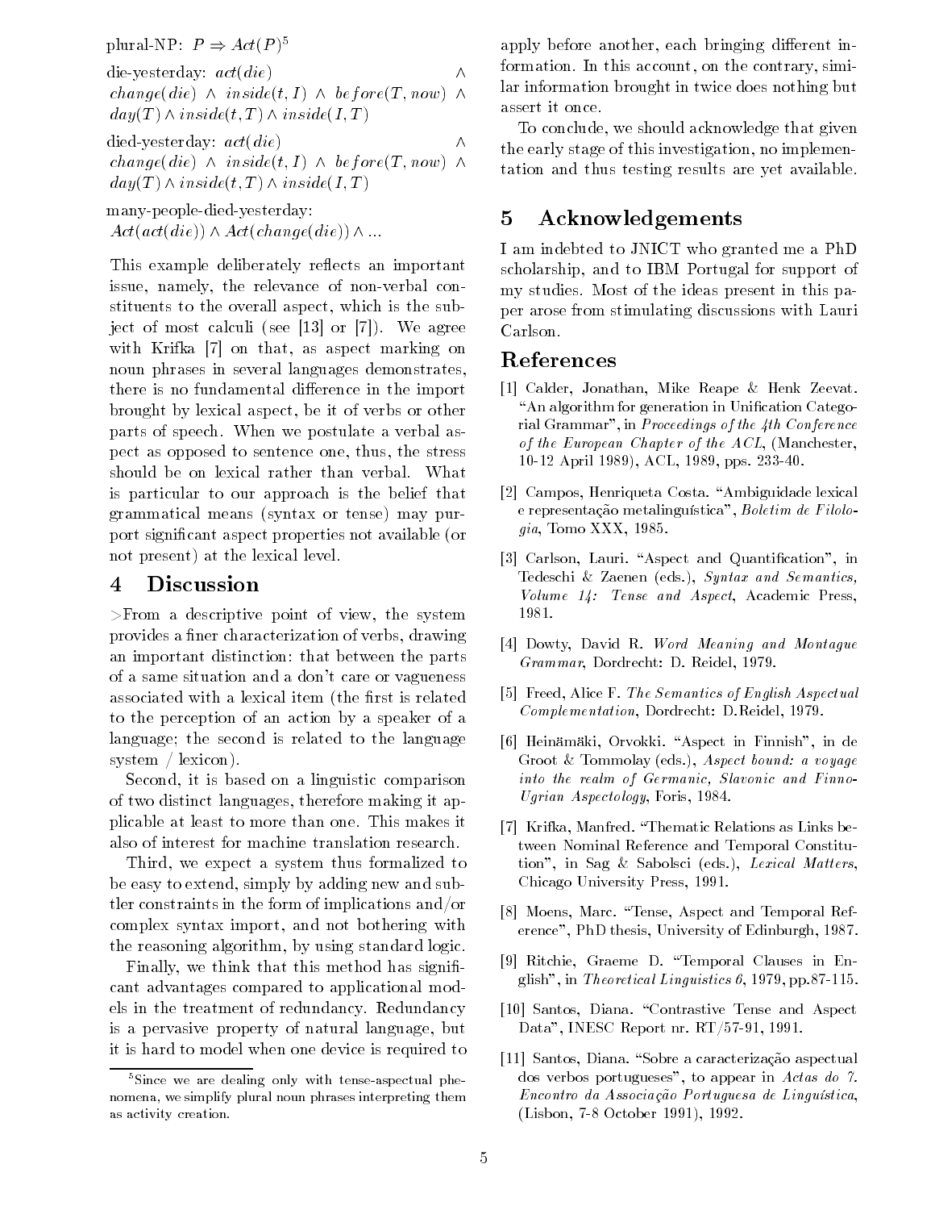plural-NP: $P \Rightarrow Act(P)$[5]

die-yesterday: $act(die) \wedge change(die) \wedge inside(t, I) \wedge before(T, now) \wedge day(T) \wedge inside(t, T) \wedge inside(I, T)$

died-yesterday: $act(die) \wedge change(die) \wedge inside(t, I) \wedge before(T, now) \wedge day(T) \wedge inside(t, T) \wedge inside(I, T)$

many-people-died-yesterday:
$Act(act(die)) \wedge Act(change(die)) \wedge ...$

This example deliberately reflects an important issue, namely, the relevance of non-verbal constituents to the overall aspect, which is the subject of most calculi (see [13] or [7]). We agree with Krifka [7] on that, as aspect marking on noun phrases in several languages demonstrates, there is no fundamental difference in the import brought by lexical aspect, be it of verbs or other parts of speech. When we postulate a verbal aspect as opposed to sentence one, thus, the stress should be on lexical rather than verbal. What is particular to our approach is the belief that grammatical means (syntax or tense) may purport significant aspect properties not available (or not present) at the lexical level.

## 4 Discussion

>From a descriptive point of view, the system provides a finer characterization of verbs, drawing an important distinction: that between the parts of a same situation and a don't care or vagueness associated with a lexical item (the first is related to the perception of an action by a speaker of a language; the second is related to the language system / lexicon).

Second, it is based on a linguistic comparison of two distinct languages, therefore making it applicable at least to more than one. This makes it also of interest for machine translation research.

Third, we expect a system thus formalized to be easy to extend, simply by adding new and subtler constraints in the form of implications and/or complex syntax import, and not bothering with the reasoning algorithm, by using standard logic.

Finally, we think that this method has significant advantages compared to applicational models in the treatment of redundancy. Redundancy is a pervasive property of natural language, but it is hard to model when one device is required to apply before another, each bringing different information. In this account, on the contrary, similar information brought in twice does nothing but assert it once.

To conclude, we should acknowledge that given the early stage of this investigation, no implementation and thus testing results are yet available.

[5] Since we are dealing only with tense-aspectual phenomena, we simplify plural noun phrases interpreting them as activity creation.

## 5 Acknowledgements

I am indebted to JNICT who granted me a PhD scholarship, and to IBM Portugal for support of my studies. Most of the ideas present in this paper arose from stimulating discussions with Lauri Carlson.

## References

[1] Calder, Jonathan, Mike Reape & Henk Zeevat. "An algorithm for generation in Unification Categorial Grammar", in *Proceedings of the 4th Conference of the European Chapter of the ACL*, (Manchester, 10-12 April 1989), ACL, 1989, pps. 233-40.

[2] Campos, Henriqueta Costa. "Ambiguidade lexical e representação metalinguística", *Boletim de Filologia*, Tomo XXX, 1985.

[3] Carlson, Lauri. "Aspect and Quantification", in Tedeschi & Zaenen (eds.), *Syntax and Semantics, Volume 14: Tense and Aspect*, Academic Press, 1981.

[4] Dowty, David R. *Word Meaning and Montague Grammar*, Dordrecht: D. Reidel, 1979.

[5] Freed, Alice F. *The Semantics of English Aspectual Complementation*, Dordrecht: D.Reidel, 1979.

[6] Heinämäki, Orvokki. "Aspect in Finnish", in de Groot & Tommolay (eds.), *Aspect bound: a voyage into the realm of Germanic, Slavonic and Finno-Ugrian Aspectology*, Foris, 1984.

[7] Krifka, Manfred. "Thematic Relations as Links between Nominal Reference and Temporal Constitution", in Sag & Sabolsci (eds.), *Lexical Matters*, Chicago University Press, 1991.

[8] Moens, Marc. "Tense, Aspect and Temporal Reference", PhD thesis, University of Edinburgh, 1987.

[9] Ritchie, Graeme D. "Temporal Clauses in English", in *Theoretical Linguistics 6*, 1979, pp.87-115.

[10] Santos, Diana. "Contrastive Tense and Aspect Data", INESC Report nr. RT/57-91, 1991.

[11] Santos, Diana. "Sobre a caracterização aspectual dos verbos portugueses", to appear in *Actas do 7. Encontro da Associação Portuguesa de Linguística*, (Lisbon, 7-8 October 1991), 1992.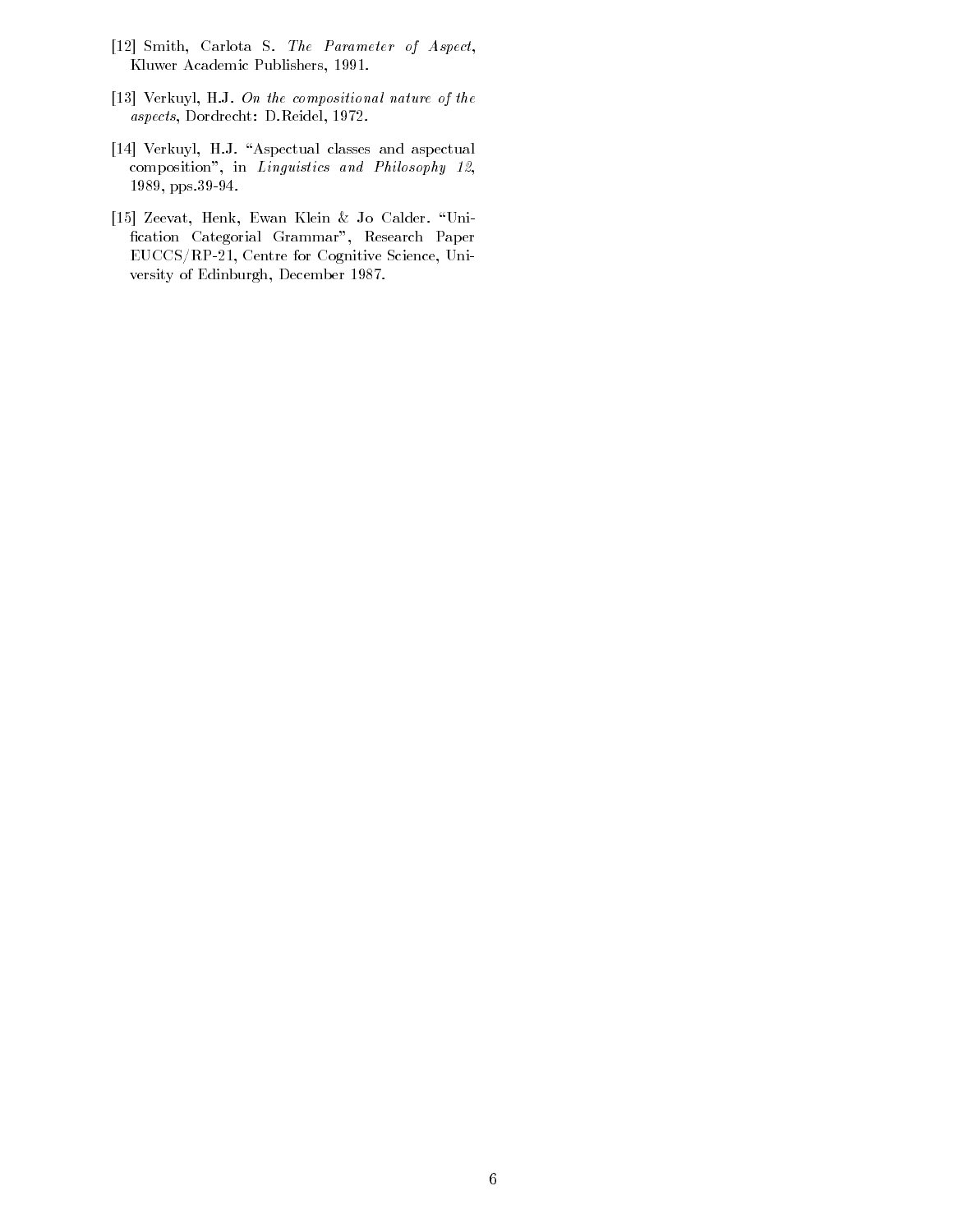[12] Smith, Carlota S. *The Parameter of Aspect*, Kluwer Academic Publishers, 1991.

[13] Verkuyl, H.J. *On the compositional nature of the aspects*, Dordrecht: D.Reidel, 1972.

[14] Verkuyl, H.J. "Aspectual classes and aspectual composition", in *Linguistics and Philosophy 12*, 1989, pps.39-94.

[15] Zeevat, Henk, Ewan Klein & Jo Calder. "Unification Categorial Grammar", Research Paper EUCCS/RP-21, Centre for Cognitive Science, University of Edinburgh, December 1987.